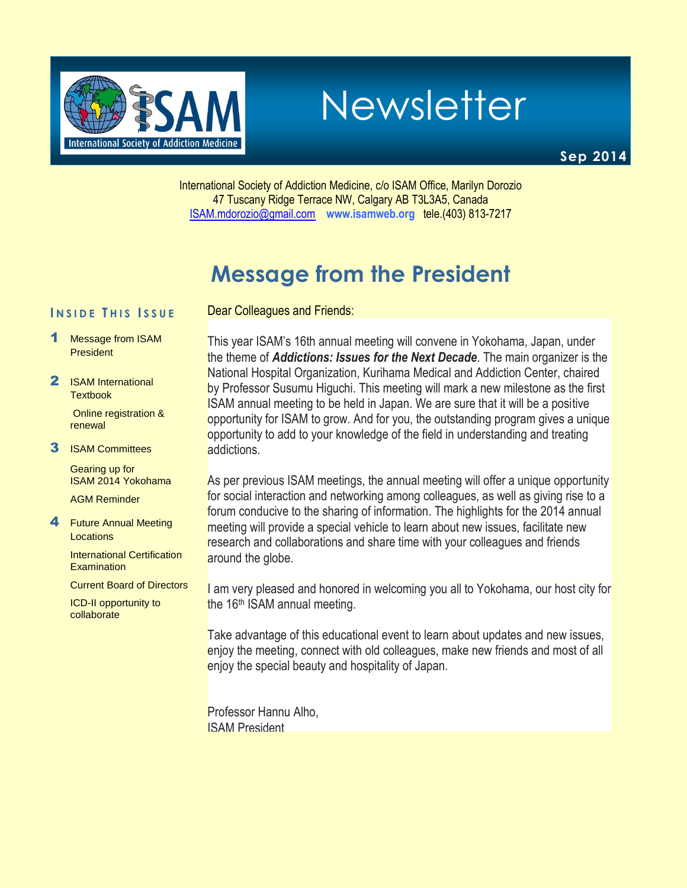# Newsletter

**Sep 2014**

International Society of Addiction Medicine, c/o ISAM Office, Marilyn Dorozio
47 Tuscany Ridge Terrace NW, Calgary AB T3L3A5, Canada
ISAM.mdorozio@gmail.com **www.isamweb.org** tele.(403) 813-7217

## Inside This Issue

1. Message from ISAM President
2. ISAM International Textbook
   Online registration & renewal
3. ISAM Committees
   Gearing up for ISAM 2014 Yokohama
   AGM Reminder
4. Future Annual Meeting Locations
   International Certification Examination
   Current Board of Directors
   ICD-II opportunity to collaborate

# Message from the President

Dear Colleagues and Friends:

This year ISAM's 16th annual meeting will convene in Yokohama, Japan, under the theme of ***Addictions: Issues for the Next Decade***. The main organizer is the National Hospital Organization, Kurihama Medical and Addiction Center, chaired by Professor Susumu Higuchi. This meeting will mark a new milestone as the first ISAM annual meeting to be held in Japan. We are sure that it will be a positive opportunity for ISAM to grow. And for you, the outstanding program gives a unique opportunity to add to your knowledge of the field in understanding and treating addictions.

As per previous ISAM meetings, the annual meeting will offer a unique opportunity for social interaction and networking among colleagues, as well as giving rise to a forum conducive to the sharing of information. The highlights for the 2014 annual meeting will provide a special vehicle to learn about new issues, facilitate new research and collaborations and share time with your colleagues and friends around the globe.

I am very pleased and honored in welcoming you all to Yokohama, our host city for the 16th ISAM annual meeting.

Take advantage of this educational event to learn about updates and new issues, enjoy the meeting, connect with old colleagues, make new friends and most of all enjoy the special beauty and hospitality of Japan.

Professor Hannu Alho,
ISAM President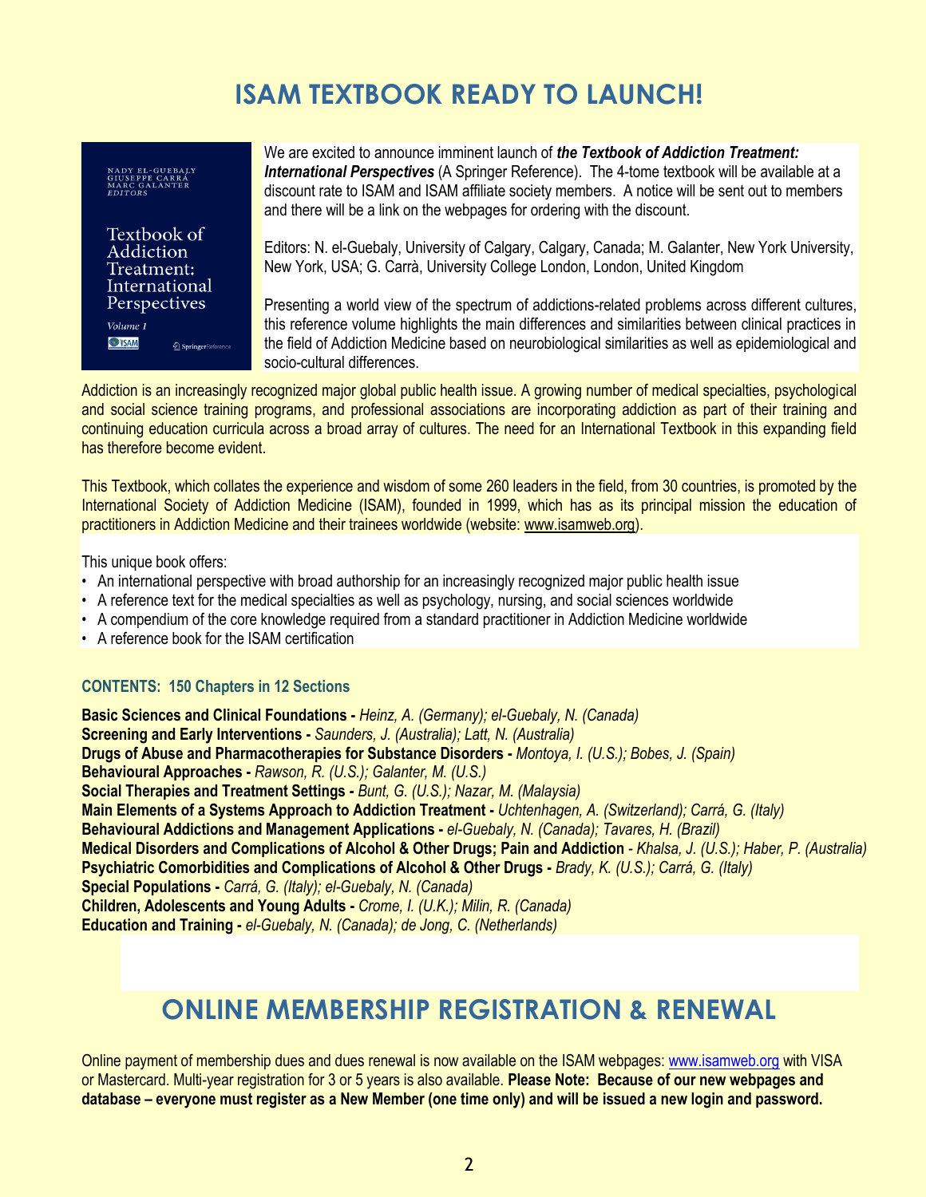# ISAM TEXTBOOK READY TO LAUNCH!

We are excited to announce imminent launch of ***the Textbook of Addiction Treatment: International Perspectives*** (A Springer Reference). The 4-tome textbook will be available at a discount rate to ISAM and ISAM affiliate society members. A notice will be sent out to members and there will be a link on the webpages for ordering with the discount.

Editors: N. el-Guebaly, University of Calgary, Calgary, Canada; M. Galanter, New York University, New York, USA; G. Carrà, University College London, London, United Kingdom

Presenting a world view of the spectrum of addictions-related problems across different cultures, this reference volume highlights the main differences and similarities between clinical practices in the field of Addiction Medicine based on neurobiological similarities as well as epidemiological and socio-cultural differences.

Addiction is an increasingly recognized major global public health issue. A growing number of medical specialties, psychological and social science training programs, and professional associations are incorporating addiction as part of their training and continuing education curricula across a broad array of cultures. The need for an International Textbook in this expanding field has therefore become evident.

This Textbook, which collates the experience and wisdom of some 260 leaders in the field, from 30 countries, is promoted by the International Society of Addiction Medicine (ISAM), founded in 1999, which has as its principal mission the education of practitioners in Addiction Medicine and their trainees worldwide (website: www.isamweb.org).

This unique book offers:

- An international perspective with broad authorship for an increasingly recognized major public health issue
- A reference text for the medical specialties as well as psychology, nursing, and social sciences worldwide
- A compendium of the core knowledge required from a standard practitioner in Addiction Medicine worldwide
- A reference book for the ISAM certification

### CONTENTS: 150 Chapters in 12 Sections

**Basic Sciences and Clinical Foundations -** *Heinz, A. (Germany); el-Guebaly, N. (Canada)*
**Screening and Early Interventions -** *Saunders, J. (Australia); Latt, N. (Australia)*
**Drugs of Abuse and Pharmacotherapies for Substance Disorders -** *Montoya, I. (U.S.); Bobes, J. (Spain)*
**Behavioural Approaches -** *Rawson, R. (U.S.); Galanter, M. (U.S.)*
**Social Therapies and Treatment Settings -** *Bunt, G. (U.S.); Nazar, M. (Malaysia)*
**Main Elements of a Systems Approach to Addiction Treatment -** *Uchtenhagen, A. (Switzerland); Carrá, G. (Italy)*
**Behavioural Addictions and Management Applications -** *el-Guebaly, N. (Canada); Tavares, H. (Brazil)*
**Medical Disorders and Complications of Alcohol & Other Drugs; Pain and Addiction** *- Khalsa, J. (U.S.); Haber, P. (Australia)*
**Psychiatric Comorbidities and Complications of Alcohol & Other Drugs -** *Brady, K. (U.S.); Carrá, G. (Italy)*
**Special Populations -** *Carrá, G. (Italy); el-Guebaly, N. (Canada)*
**Children, Adolescents and Young Adults -** *Crome, I. (U.K.); Milin, R. (Canada)*
**Education and Training -** *el-Guebaly, N. (Canada); de Jong, C. (Netherlands)*

# ONLINE MEMBERSHIP REGISTRATION & RENEWAL

Online payment of membership dues and dues renewal is now available on the ISAM webpages: www.isamweb.org with VISA or Mastercard. Multi-year registration for 3 or 5 years is also available. **Please Note: Because of our new webpages and database – everyone must register as a New Member (one time only) and will be issued a new login and password.**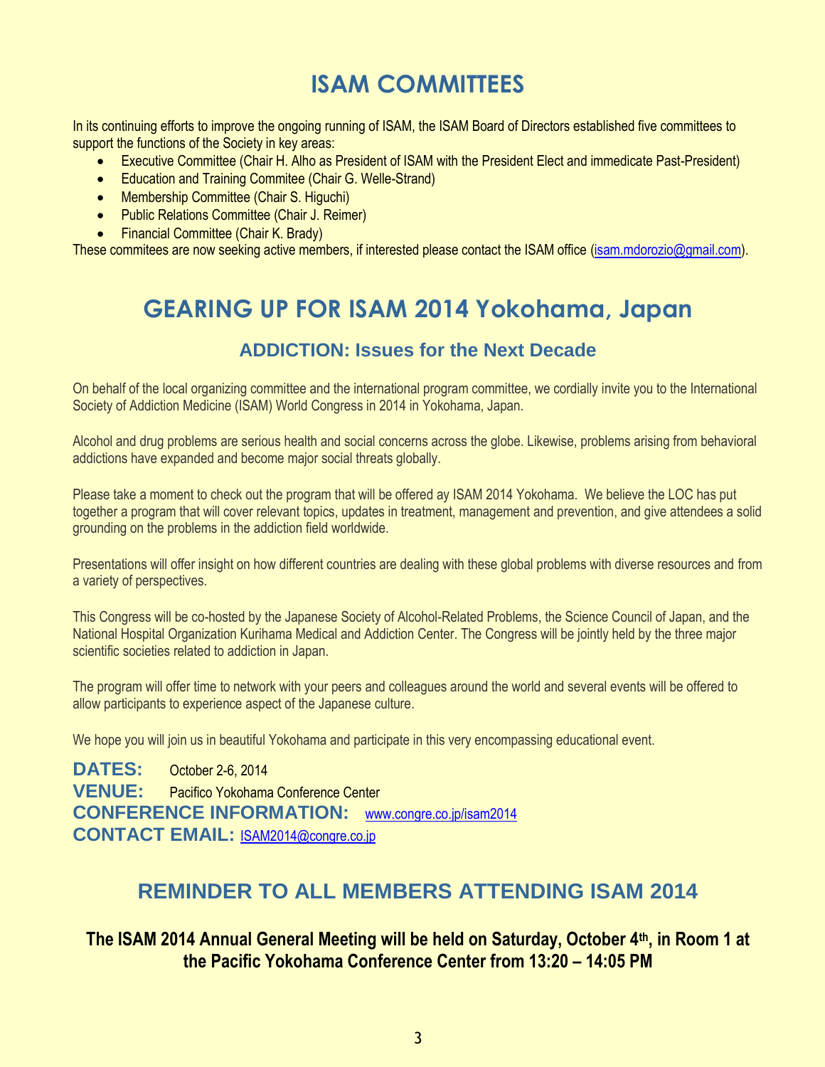# ISAM COMMITTEES

In its continuing efforts to improve the ongoing running of ISAM, the ISAM Board of Directors established five committees to support the functions of the Society in key areas:

- Executive Committee (Chair H. Alho as President of ISAM with the President Elect and immedicate Past-President)
- Education and Training Commitee (Chair G. Welle-Strand)
- Membership Committee (Chair S. Higuchi)
- Public Relations Committee (Chair J. Reimer)
- Financial Committee (Chair K. Brady)

These commitees are now seeking active members, if interested please contact the ISAM office (isam.mdorozio@gmail.com).

# GEARING UP FOR ISAM 2014 Yokohama, Japan

## ADDICTION: Issues for the Next Decade

On behalf of the local organizing committee and the international program committee, we cordially invite you to the International Society of Addiction Medicine (ISAM) World Congress in 2014 in Yokohama, Japan.

Alcohol and drug problems are serious health and social concerns across the globe. Likewise, problems arising from behavioral addictions have expanded and become major social threats globally.

Please take a moment to check out the program that will be offered ay ISAM 2014 Yokohama. We believe the LOC has put together a program that will cover relevant topics, updates in treatment, management and prevention, and give attendees a solid grounding on the problems in the addiction field worldwide.

Presentations will offer insight on how different countries are dealing with these global problems with diverse resources and from a variety of perspectives.

This Congress will be co-hosted by the Japanese Society of Alcohol-Related Problems, the Science Council of Japan, and the National Hospital Organization Kurihama Medical and Addiction Center. The Congress will be jointly held by the three major scientific societies related to addiction in Japan.

The program will offer time to network with your peers and colleagues around the world and several events will be offered to allow participants to experience aspect of the Japanese culture.

We hope you will join us in beautiful Yokohama and participate in this very encompassing educational event.

**DATES:** October 2-6, 2014
**VENUE:** Pacifico Yokohama Conference Center
**CONFERENCE INFORMATION:** www.congre.co.jp/isam2014
**CONTACT EMAIL:** ISAM2014@congre.co.jp

## REMINDER TO ALL MEMBERS ATTENDING ISAM 2014

**The ISAM 2014 Annual General Meeting will be held on Saturday, October 4th, in Room 1 at the Pacific Yokohama Conference Center from 13:20 – 14:05 PM**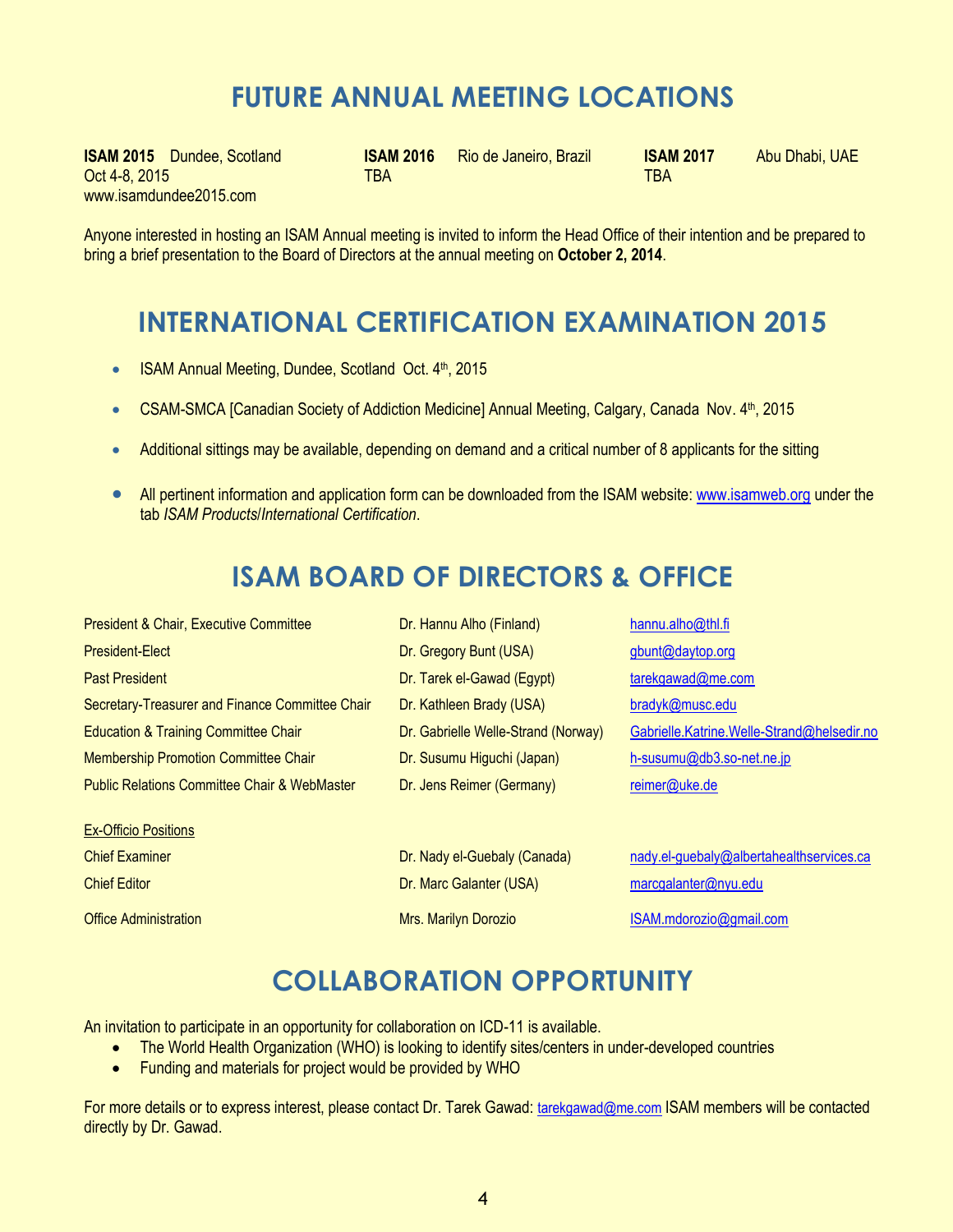## FUTURE ANNUAL MEETING LOCATIONS

**ISAM 2015** Dundee, Scotland
Oct 4-8, 2015
www.isamdundee2015.com

**ISAM 2016** Rio de Janeiro, Brazil
TBA

**ISAM 2017** Abu Dhabi, UAE
TBA

Anyone interested in hosting an ISAM Annual meeting is invited to inform the Head Office of their intention and be prepared to bring a brief presentation to the Board of Directors at the annual meeting on **October 2, 2014**.

## INTERNATIONAL CERTIFICATION EXAMINATION 2015

- ISAM Annual Meeting, Dundee, Scotland Oct. 4th, 2015
- CSAM-SMCA [Canadian Society of Addiction Medicine] Annual Meeting, Calgary, Canada Nov. 4th, 2015
- Additional sittings may be available, depending on demand and a critical number of 8 applicants for the sitting
- All pertinent information and application form can be downloaded from the ISAM website: www.isamweb.org under the tab *ISAM Products*/*International Certification*.

## ISAM BOARD OF DIRECTORS & OFFICE

| | | |
|---|---|---|
| President & Chair, Executive Committee | Dr. Hannu Alho (Finland) | hannu.alho@thl.fi |
| President-Elect | Dr. Gregory Bunt (USA) | gbunt@daytop.org |
| Past President | Dr. Tarek el-Gawad (Egypt) | tarekgawad@me.com |
| Secretary-Treasurer and Finance Committee Chair | Dr. Kathleen Brady (USA) | bradyk@musc.edu |
| Education & Training Committee Chair | Dr. Gabrielle Welle-Strand (Norway) | Gabrielle.Katrine.Welle-Strand@helsedir.no |
| Membership Promotion Committee Chair | Dr. Susumu Higuchi (Japan) | h-susumu@db3.so-net.ne.jp |
| Public Relations Committee Chair & WebMaster | Dr. Jens Reimer (Germany) | reimer@uke.de |
| Ex-Officio Positions | | |
| Chief Examiner | Dr. Nady el-Guebaly (Canada) | nady.el-guebaly@albertahealthservices.ca |
| Chief Editor | Dr. Marc Galanter (USA) | marcgalanter@nyu.edu |
| Office Administration | Mrs. Marilyn Dorozio | ISAM.mdorozio@gmail.com |

## COLLABORATION OPPORTUNITY

An invitation to participate in an opportunity for collaboration on ICD-11 is available.

- The World Health Organization (WHO) is looking to identify sites/centers in under-developed countries
- Funding and materials for project would be provided by WHO

For more details or to express interest, please contact Dr. Tarek Gawad: tarekgawad@me.com ISAM members will be contacted directly by Dr. Gawad.